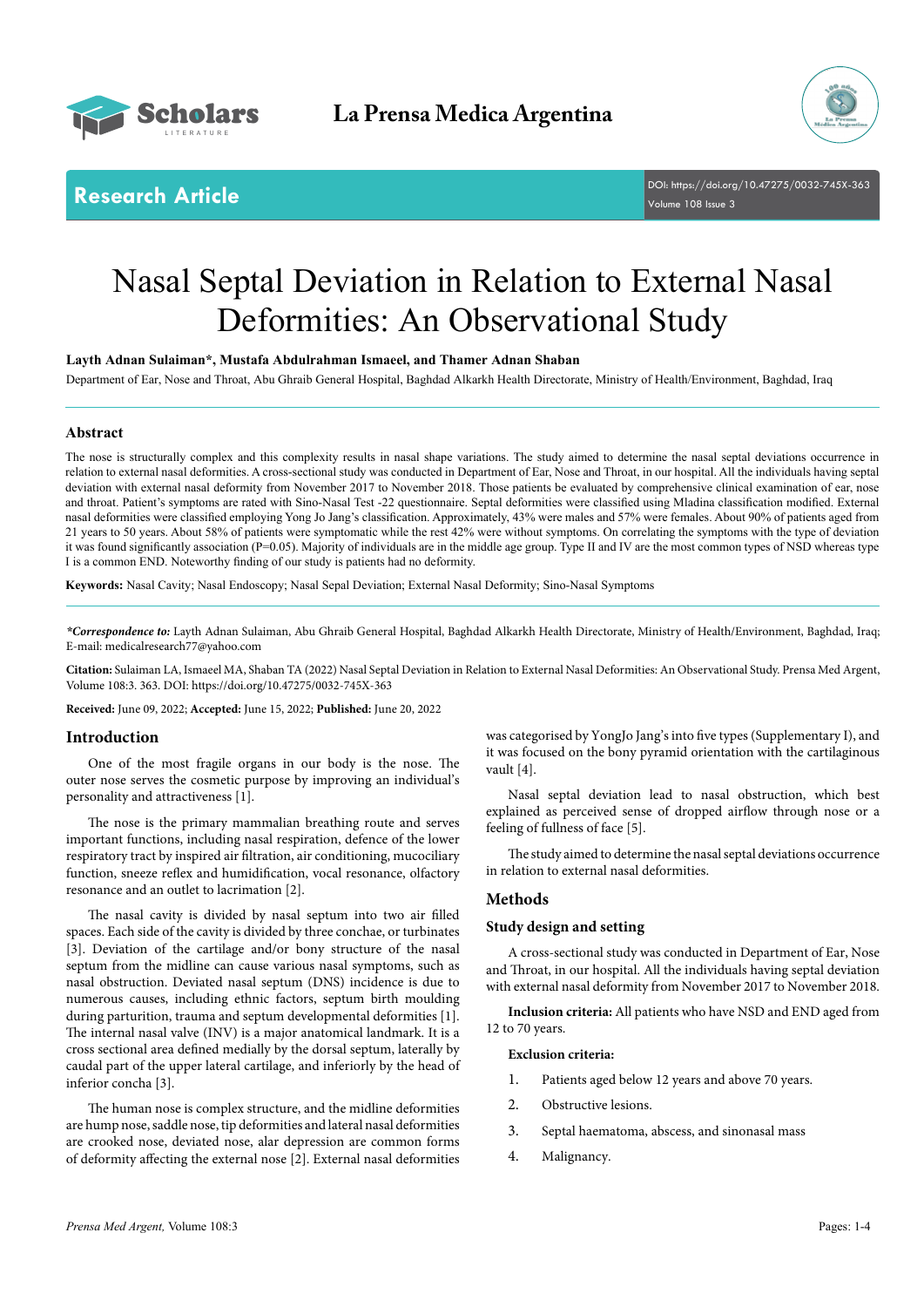Research Article

DOI: https://doi.org/10.47275/0032-745X-363
Volume 108 Issue 3

# Nasal Septal Deviation in Relation to External Nasal Deformities: An Observational Study

**Layth Adnan Sulaiman*, Mustafa Abdulrahman Ismaeel, and Thamer Adnan Shaban**

Department of Ear, Nose and Throat, Abu Ghraib General Hospital, Baghdad Alkarkh Health Directorate, Ministry of Health/Environment, Baghdad, Iraq

## Abstract

The nose is structurally complex and this complexity results in nasal shape variations. The study aimed to determine the nasal septal deviations occurrence in relation to external nasal deformities. A cross-sectional study was conducted in Department of Ear, Nose and Throat. All the individuals having septal deviation with external nasal deformity from November 2017 to November 2018. Those patients be evaluated by comprehensive clinical examination of ear, nose and throat. Patient's symptoms are rated with Sino-Nasal Test -22 questionnaire. Septal deformities were classified using Mladina classification modified. External nasal deformities were classified employing Yong Jo Jang's classification. Approximately, 43% were males and 57% were females. About 90% of patients aged from 21 years to 50 years. About 58% of patients were symptomatic while the rest 42% were without symptoms. On correlating the symptoms with the type of deviation it was found significantly association (P=0.05). Majority of individuals are in the middle age group. Type II and IV are the most common types of NSD whereas type I is a common END. Noteworthy finding of our study is patients had no deformity.

**Keywords:** Nasal Cavity; Nasal Endoscopy; Nasal Sepal Deviation; External Nasal Deformity; Sino-Nasal Symptoms

***Correspondence to:** Layth Adnan Sulaiman, Abu Ghraib General Hospital, Baghdad Alkarkh Health Directorate, Ministry of Health/Environment, Baghdad, Iraq; E-mail: medicalresearch77@yahoo.com

**Citation:** Sulaiman LA, Ismaeel MA, Shaban TA (2022) Nasal Septal Deviation in Relation to External Nasal Deformities: An Observational Study. Prensa Med Argent, Volume 108:3. 363. DOI: https://doi.org/10.47275/0032-745X-363

**Received:** June 09, 2022; **Accepted:** June 15, 2022; **Published:** June 20, 2022

## Introduction

One of the most fragile organs in our body is the nose. The outer nose serves the cosmetic purpose by improving an individual's personality and attractiveness [1].

The nose is the primary mammalian breathing route and serves important functions, including nasal respiration, defence of the lower respiratory tract by inspired air filtration, air conditioning, mucociliary function, sneeze reflex and humidification, vocal resonance, olfactory resonance and an outlet to lacrimation [2].

The nasal cavity is divided by nasal septum into two air filled spaces. Each side of the cavity is divided by three conchae, or turbinates [3]. Deviation of the cartilage and/or bony structure of the nasal septum from the midline can cause various nasal symptoms, such as nasal obstruction. Deviated nasal septum (DNS) incidence is due to numerous causes, including ethnic factors, septum birth moulding during parturition, trauma and septum developmental deformities [1]. The internal nasal valve (INV) is a major anatomical landmark. It is a cross sectional area defined medially by the dorsal septum, laterally by caudal part of the upper lateral cartilage, and inferiorly by the head of inferior concha [3].

The human nose is complex structure, and the midline deformities are hump nose, saddle nose, tip deformities and lateral nasal deformities are crooked nose, deviated nose, alar depression are common forms of deformity affecting the external nose [2]. External nasal deformities was categorised by YongJo Jang's into five types (Supplementary I), and it was focused on the bony pyramid orientation with the cartilaginous vault [4].

Nasal septal deviation lead to nasal obstruction, which best explained as perceived sense of dropped airflow through nose or a feeling of fullness of face [5].

The study aimed to determine the nasal septal deviations occurrence in relation to external nasal deformities.

## Methods

### Study design and setting

A cross-sectional study was conducted in Department of Ear, Nose and Throat, in our hospital. All the individuals having septal deviation with external nasal deformity from November 2017 to November 2018.

**Inclusion criteria:** All patients who have NSD and END aged from 12 to 70 years.

**Exclusion criteria:**

1. Patients aged below 12 years and above 70 years.
2. Obstructive lesions.
3. Septal haematoma, abscess, and sinonasal mass
4. Malignancy.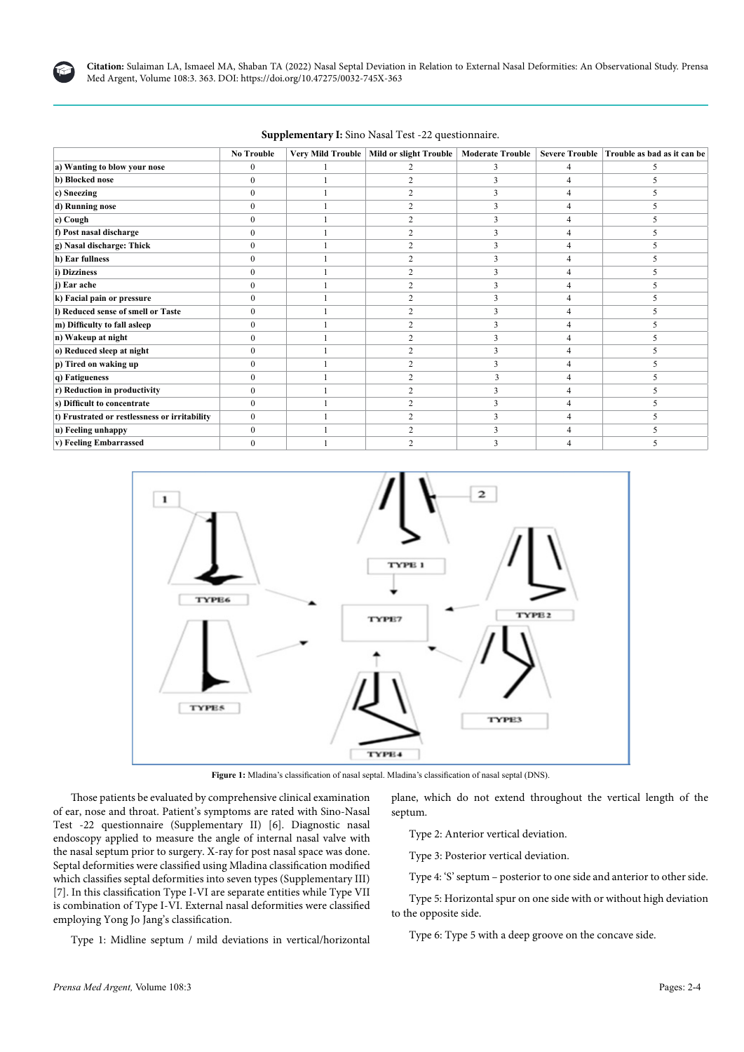**Supplementary I:** Sino Nasal Test -22 questionnaire.

| | No Trouble | Very Mild Trouble | Mild or slight Trouble | Moderate Trouble | Severe Trouble | Trouble as bad as it can be |
|---|---|---|---|---|---|---|
| **a) Wanting to blow your nose** | 0 | 1 | 2 | 3 | 4 | 5 |
| **b) Blocked nose** | 0 | 1 | 2 | 3 | 4 | 5 |
| **c) Sneezing** | 0 | 1 | 2 | 3 | 4 | 5 |
| **d) Running nose** | 0 | 1 | 2 | 3 | 4 | 5 |
| **e) Cough** | 0 | 1 | 2 | 3 | 4 | 5 |
| **f) Post nasal discharge** | 0 | 1 | 2 | 3 | 4 | 5 |
| **g) Nasal discharge: Thick** | 0 | 1 | 2 | 3 | 4 | 5 |
| **h) Ear fullness** | 0 | 1 | 2 | 3 | 4 | 5 |
| **i) Dizziness** | 0 | 1 | 2 | 3 | 4 | 5 |
| **j) Ear ache** | 0 | 1 | 2 | 3 | 4 | 5 |
| **k) Facial pain or pressure** | 0 | 1 | 2 | 3 | 4 | 5 |
| **l) Reduced sense of smell or Taste** | 0 | 1 | 2 | 3 | 4 | 5 |
| **m) Difficulty to fall asleep** | 0 | 1 | 2 | 3 | 4 | 5 |
| **n) Wakeup at night** | 0 | 1 | 2 | 3 | 4 | 5 |
| **o) Reduced sleep at night** | 0 | 1 | 2 | 3 | 4 | 5 |
| **p) Tired on waking up** | 0 | 1 | 2 | 3 | 4 | 5 |
| **q) Fatigueness** | 0 | 1 | 2 | 3 | 4 | 5 |
| **r) Reduction in productivity** | 0 | 1 | 2 | 3 | 4 | 5 |
| **s) Difficult to concentrate** | 0 | 1 | 2 | 3 | 4 | 5 |
| **t) Frustrated or restlessness or irritability** | 0 | 1 | 2 | 3 | 4 | 5 |
| **u) Feeling unhappy** | 0 | 1 | 2 | 3 | 4 | 5 |
| **v) Feeling Embarrassed** | 0 | 1 | 2 | 3 | 4 | 5 |

**Figure 1:** Mladina's classification of nasal septal. Mladina's classification of nasal septal (DNS).

Those patients be evaluated by comprehensive clinical examination of ear, nose and throat. Patient's symptoms are rated with Sino-Nasal Test -22 questionnaire (Supplementary II) [6]. Diagnostic nasal endoscopy applied to measure the angle of internal nasal valve with the nasal septum prior to surgery. X-ray for post nasal space was done. Septal deformities were classified using Mladina classification modified which classifies septal deformities into seven types (Supplementary III) [7]. In this classification Type I-VI are separate entities while Type VII is combination of Type I-VI. External nasal deformities were classified employing Yong Jo Jang's classification.

Type 1: Midline septum / mild deviations in vertical/horizontal plane, which do not extend throughout the vertical length of the septum.

Type 2: Anterior vertical deviation.

Type 3: Posterior vertical deviation.

Type 4: 'S' septum – posterior to one side and anterior to other side.

Type 5: Horizontal spur on one side with or without high deviation to the opposite side.

Type 6: Type 5 with a deep groove on the concave side.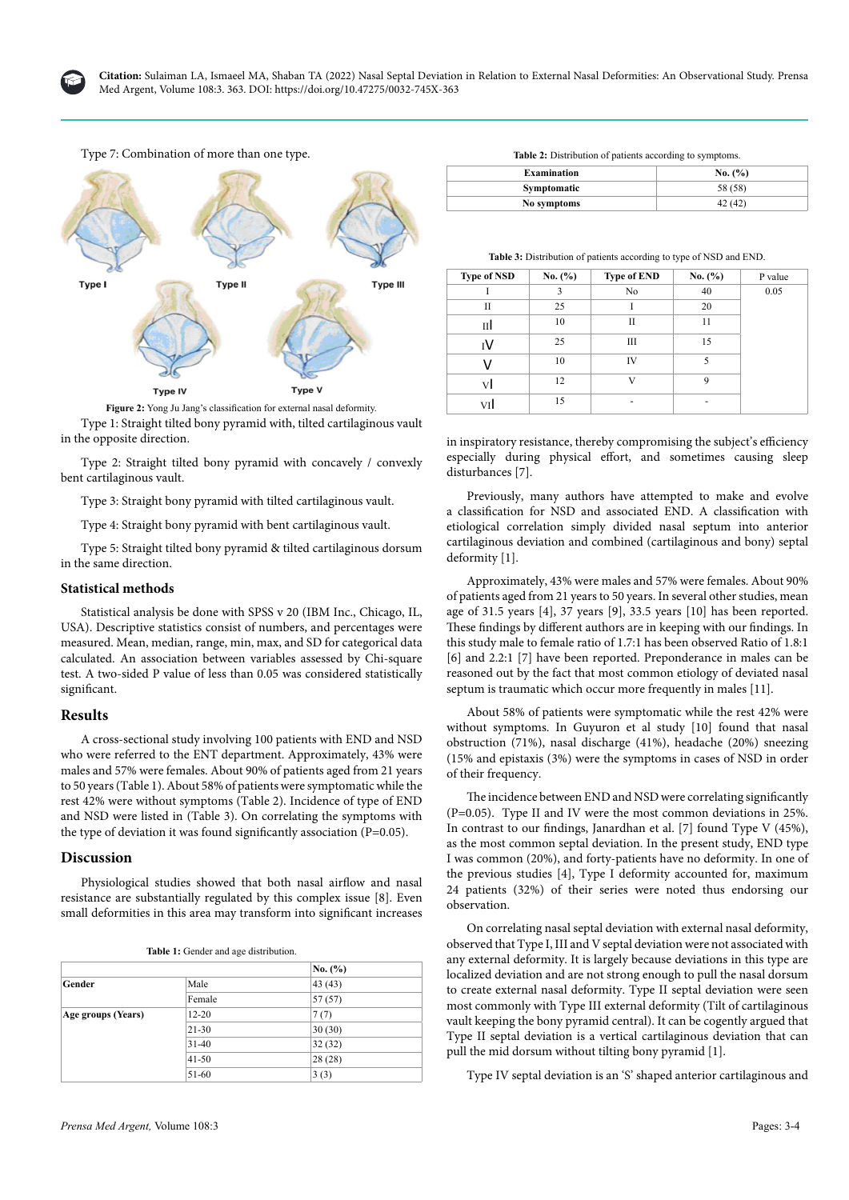Type 7: Combination of more than one type.

Figure 2: Yong Ju Jang's classification for external nasal deformity.

Type 1: Straight tilted bony pyramid with, tilted cartilaginous vault in the opposite direction.

Type 2: Straight tilted bony pyramid with concavely / convexly bent cartilaginous vault.

Type 3: Straight bony pyramid with tilted cartilaginous vault.

Type 4: Straight bony pyramid with bent cartilaginous vault.

Type 5: Straight tilted bony pyramid & tilted cartilaginous dorsum in the same direction.

## Statistical methods

Statistical analysis be done with SPSS v 20 (IBM Inc., Chicago, IL, USA). Descriptive statistics consist of numbers, and percentages were measured. Mean, median, range, min, max, and SD for categorical data calculated. An association between variables assessed by Chi-square test. A two-sided P value of less than 0.05 was considered statistically significant.

## Results

A cross-sectional study involving 100 patients with END and NSD who were referred to the ENT department. Approximately, 43% were males and 57% were females. About 90% of patients aged from 21 years to 50 years (Table 1). About 58% of patients were symptomatic while the rest 42% were without symptoms (Table 2). Incidence of type of END and NSD were listed in (Table 3). On correlating the symptoms with the type of deviation it was found significantly association (P=0.05).

## Discussion

Physiological studies showed that both nasal airflow and nasal resistance are substantially regulated by this complex issue [8]. Even small deformities in this area may transform into significant increases in inspiratory resistance, thereby compromising the subject's efficiency especially during physical effort, and sometimes causing sleep disturbances [7].

**Table 1:** Gender and age distribution.

| | | No. (%) |
|---|---|---|
| **Gender** | Male | 43 (43) |
| | Female | 57 (57) |
| **Age groups (Years)** | 12-20 | 7 (7) |
| | 21-30 | 30 (30) |
| | 31-40 | 32 (32) |
| | 41-50 | 28 (28) |
| | 51-60 | 3 (3) |

**Table 2:** Distribution of patients according to symptoms.

| Examination | No. (%) |
|---|---|
| **Symptomatic** | 58 (58) |
| **No symptoms** | 42 (42) |

**Table 3:** Distribution of patients according to type of NSD and END.

| Type of NSD | No. (%) | Type of END | No. (%) | P value |
|---|---|---|---|---|
| I | 3 | No | 40 | 0.05 |
| II | 25 | I | 20 | |
| III | 10 | II | 11 | |
| IV | 25 | III | 15 | |
| V | 10 | IV | 5 | |
| VI | 12 | V | 9 | |
| VII | 15 | - | - | |

Previously, many authors have attempted to make and evolve a classification for NSD and associated END. A classification with etiological correlation simply divided nasal septum into anterior cartilaginous deviation and combined (cartilaginous and bony) septal deformity [1].

Approximately, 43% were males and 57% were females. About 90% of patients aged from 21 years to 50 years. In several other studies, mean age of 31.5 years [4], 37 years [9], 33.5 years [10] has been reported. These findings by different authors are in keeping with our findings. In this study male to female ratio of 1.7:1 has been observed Ratio of 1.8:1 [6] and 2.2:1 [7] have been reported. Preponderance in males can be reasoned out by the fact that most common etiology of deviated nasal septum is traumatic which occur more frequently in males [11].

About 58% of patients were symptomatic while the rest 42% were without symptoms. In Guyuron et al study [10] found that nasal obstruction (71%), nasal discharge (41%), headache (20%) sneezing (15% and epistaxis (3%) were the symptoms in cases of NSD in order of their frequency.

The incidence between END and NSD were correlating significantly (P=0.05). Type II and IV were the most common deviations in 25%. In contrast to our findings, Janardhan et al. [7] found Type V (45%), as the most common septal deviation. In the present study, END type I was common (20%), and forty-patients have no deformity. In one of the previous studies [4], Type I deformity accounted for, maximum 24 patients (32%) of their series were noted thus endorsing our observation.

On correlating nasal septal deviation with external nasal deformity, observed that Type I, III and V septal deviation were not associated with any external deformity. It is largely because deviations in this type are localized deviation and are not strong enough to pull the nasal dorsum to create external nasal deformity. Type II septal deviation were seen most commonly with Type III external deformity (Tilt of cartilaginous vault keeping the bony pyramid central). It can be cogently argued that Type II septal deviation is a vertical cartilaginous deviation that can pull the mid dorsum without tilting bony pyramid [1].

Type IV septal deviation is an 'S' shaped anterior cartilaginous and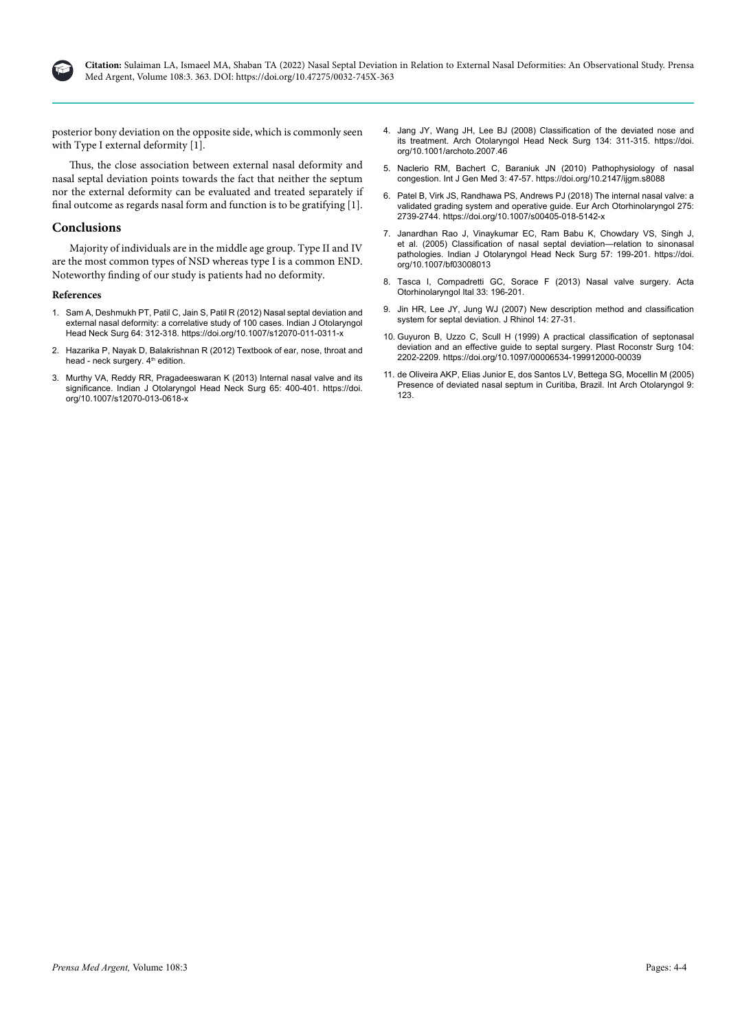posterior bony deviation on the opposite side, which is commonly seen with Type I external deformity [1].

Thus, the close association between external nasal deformity and nasal septal deviation points towards the fact that neither the septum nor the external deformity can be evaluated and treated separately if final outcome as regards nasal form and function is to be gratifying [1].

## Conclusions

Majority of individuals are in the middle age group. Type II and IV are the most common types of NSD whereas type I is a common END. Noteworthy finding of our study is patients had no deformity.

### References

1. Sam A, Deshmukh PT, Patil C, Jain S, Patil R (2012) Nasal septal deviation and external nasal deformity: a correlative study of 100 cases. Indian J Otolaryngol Head Neck Surg 64: 312-318. https://doi.org/10.1007/s12070-011-0311-x
2. Hazarika P, Nayak D, Balakrishnan R (2012) Textbook of ear, nose, throat and head - neck surgery. 4th edition.
3. Murthy VA, Reddy RR, Pragadeeswaran K (2013) Internal nasal valve and its significance. Indian J Otolaryngol Head Neck Surg 65: 400-401. https://doi.org/10.1007/s12070-013-0618-x
4. Jang JY, Wang JH, Lee BJ (2008) Classification of the deviated nose and its treatment. Arch Otolaryngol Head Neck Surg 134: 311-315. https://doi.org/10.1001/archoto.2007.46
5. Naclerio RM, Bachert C, Baraniuk JN (2010) Pathophysiology of nasal congestion. Int J Gen Med 3: 47-57. https://doi.org/10.2147/ijgm.s8088
6. Patel B, Virk JS, Randhawa PS, Andrews PJ (2018) The internal nasal valve: a validated grading system and operative guide. Eur Arch Otorhinolaryngol 275: 2739-2744. https://doi.org/10.1007/s00405-018-5142-x
7. Janardhan Rao J, Vinaykumar EC, Ram Babu K, Chowdary VS, Singh J, et al. (2005) Classification of nasal septal deviation—relation to sinonasal pathologies. Indian J Otolaryngol Head Neck Surg 57: 199-201. https://doi.org/10.1007/bf03008013
8. Tasca I, Compadretti GC, Sorace F (2013) Nasal valve surgery. Acta Otorhinolaryngol Ital 33: 196-201.
9. Jin HR, Lee JY, Jung WJ (2007) New description method and classification system for septal deviation. J Rhinol 14: 27-31.
10. Guyuron B, Uzzo C, Scull H (1999) A practical classification of septonasal deviation and an effective guide to septal surgery. Plast Roconstr Surg 104: 2202-2209. https://doi.org/10.1097/00006534-199912000-00039
11. de Oliveira AKP, Elias Junior E, dos Santos LV, Bettega SG, Mocellin M (2005) Presence of deviated nasal septum in Curitiba, Brazil. Int Arch Otolaryngol 9: 123.